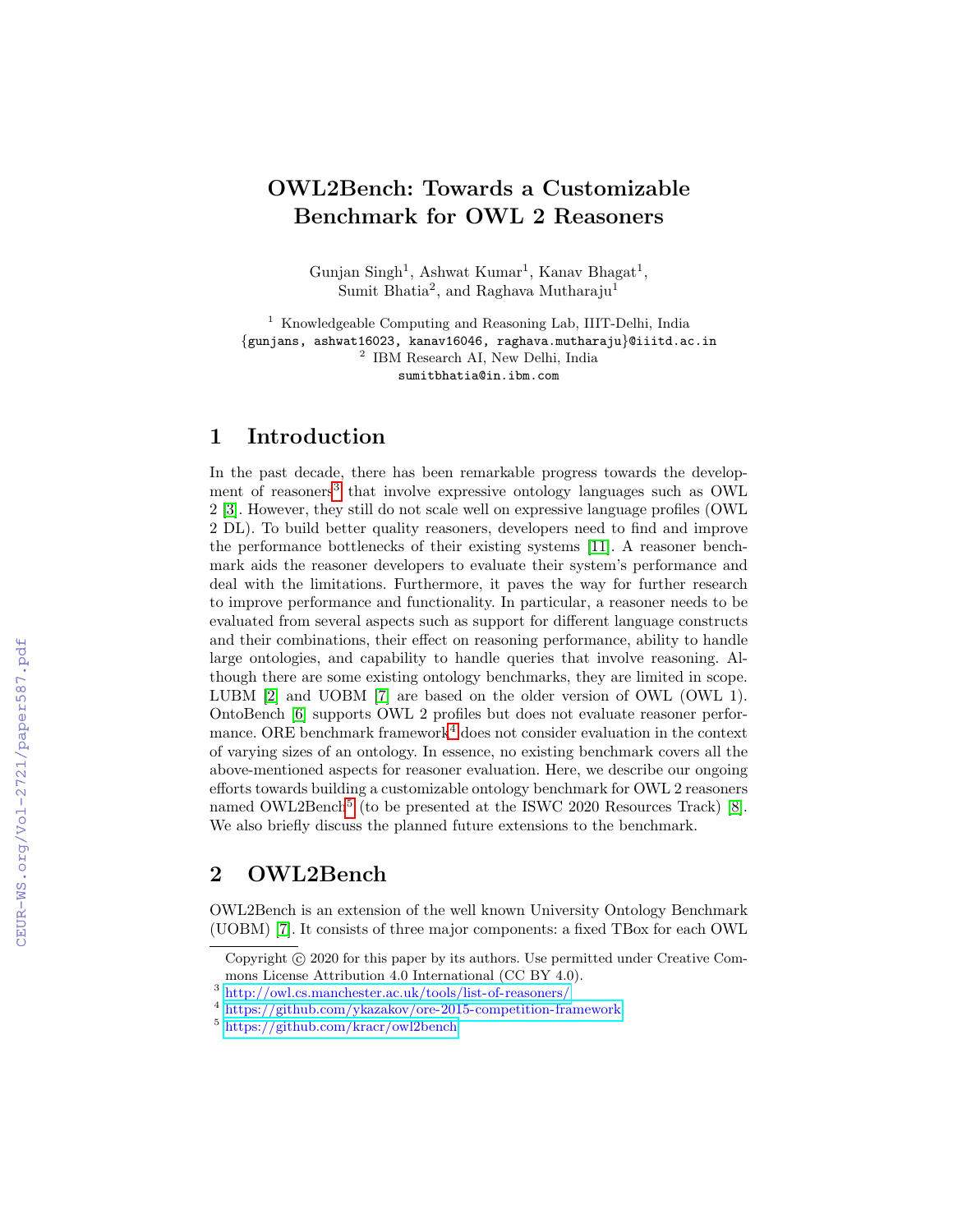# OWL2Bench: Towards a Customizable Benchmark for OWL 2 Reasoners

Gunjan Singh[1], Ashwat Kumar[1], Kanav Bhagat[1], Sumit Bhatia[2], and Raghava Mutharaju[1]

[1] Knowledgeable Computing and Reasoning Lab, IIIT-Delhi, India
{gunjans, ashwat16023, kanav16046, raghava.mutharaju}@iiitd.ac.in
[2] IBM Research AI, New Delhi, India
sumitbhatia@in.ibm.com

## 1 Introduction

In the past decade, there has been remarkable progress towards the development of reasoners[3] that involve expressive ontology languages such as OWL 2 [3]. However, they still do not scale well on expressive language profiles (OWL 2 DL). To build better quality reasoners, developers need to find and improve the performance bottlenecks of their existing systems [11]. A reasoner benchmark aids the reasoner developers to evaluate their system's performance and deal with the limitations. Furthermore, it paves the way for further research to improve performance and functionality. In particular, a reasoner needs to be evaluated from several aspects such as support for different language constructs and their combinations, their effect on reasoning performance, ability to handle large ontologies, and capability to handle queries that involve reasoning. Although there are some existing ontology benchmarks, they are limited in scope. LUBM [2] and UOBM [7] are based on the older version of OWL (OWL 1). OntoBench [6] supports OWL 2 profiles but does not evaluate reasoner performance. ORE benchmark framework[4] does not consider evaluation in the context of varying sizes of an ontology. In essence, no existing benchmark covers all the above-mentioned aspects for reasoner evaluation. Here, we describe our ongoing efforts towards building a customizable ontology benchmark for OWL 2 reasoners named OWL2Bench[5] (to be presented at the ISWC 2020 Resources Track) [8]. We also briefly discuss the planned future extensions to the benchmark.

## 2 OWL2Bench

OWL2Bench is an extension of the well known University Ontology Benchmark (UOBM) [7]. It consists of three major components: a fixed TBox for each OWL

Copyright © 2020 for this paper by its authors. Use permitted under Creative Commons License Attribution 4.0 International (CC BY 4.0).

[3] http://owl.cs.manchester.ac.uk/tools/list-of-reasoners/

[4] https://github.com/ykazakov/ore-2015-competition-framework

[5] https://github.com/kracr/owl2bench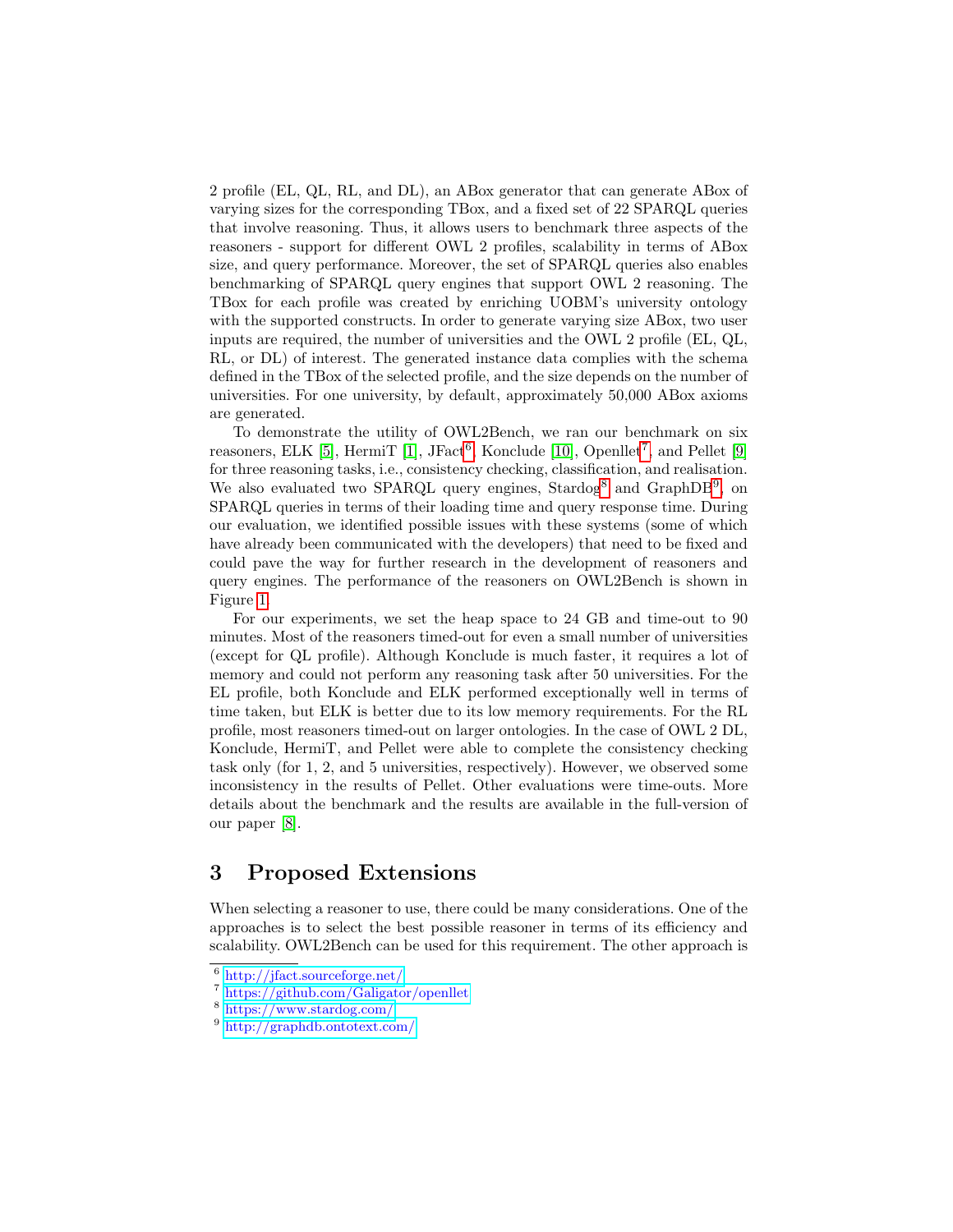2 profile (EL, QL, RL, and DL), an ABox generator that can generate ABox of varying sizes for the corresponding TBox, and a fixed set of 22 SPARQL queries that involve reasoning. Thus, it allows users to benchmark three aspects of the reasoners - support for different OWL 2 profiles, scalability in terms of ABox size, and query performance. Moreover, the set of SPARQL queries also enables benchmarking of SPARQL query engines that support OWL 2 reasoning. The TBox for each profile was created by enriching UOBM's university ontology with the supported constructs. In order to generate varying size ABox, two user inputs are required, the number of universities and the OWL 2 profile (EL, QL, RL, or DL) of interest. The generated instance data complies with the schema defined in the TBox of the selected profile, and the size depends on the number of universities. For one university, by default, approximately 50,000 ABox axioms are generated.

To demonstrate the utility of OWL2Bench, we ran our benchmark on six reasoners, ELK [5], HermiT [1], JFact[6], Konclude [10], Openllet[7], and Pellet [9] for three reasoning tasks, i.e., consistency checking, classification, and realisation. We also evaluated two SPARQL query engines, Stardog[8] and GraphDB[9], on SPARQL queries in terms of their loading time and query response time. During our evaluation, we identified possible issues with these systems (some of which have already been communicated with the developers) that need to be fixed and could pave the way for further research in the development of reasoners and query engines. The performance of the reasoners on OWL2Bench is shown in Figure 1.

For our experiments, we set the heap space to 24 GB and time-out to 90 minutes. Most of the reasoners timed-out for even a small number of universities (except for QL profile). Although Konclude is much faster, it requires a lot of memory and could not perform any reasoning task after 50 universities. For the EL profile, both Konclude and ELK performed exceptionally well in terms of time taken, but ELK is better due to its low memory requirements. For the RL profile, most reasoners timed-out on larger ontologies. In the case of OWL 2 DL, Konclude, HermiT, and Pellet were able to complete the consistency checking task only (for 1, 2, and 5 universities, respectively). However, we observed some inconsistency in the results of Pellet. Other evaluations were time-outs. More details about the benchmark and the results are available in the full-version of our paper [8].

## 3 Proposed Extensions

When selecting a reasoner to use, there could be many considerations. One of the approaches is to select the best possible reasoner in terms of its efficiency and scalability. OWL2Bench can be used for this requirement. The other approach is

[6] http://jfact.sourceforge.net/

[7] https://github.com/Galigator/openllet

[8] https://www.stardog.com/

[9] http://graphdb.ontotext.com/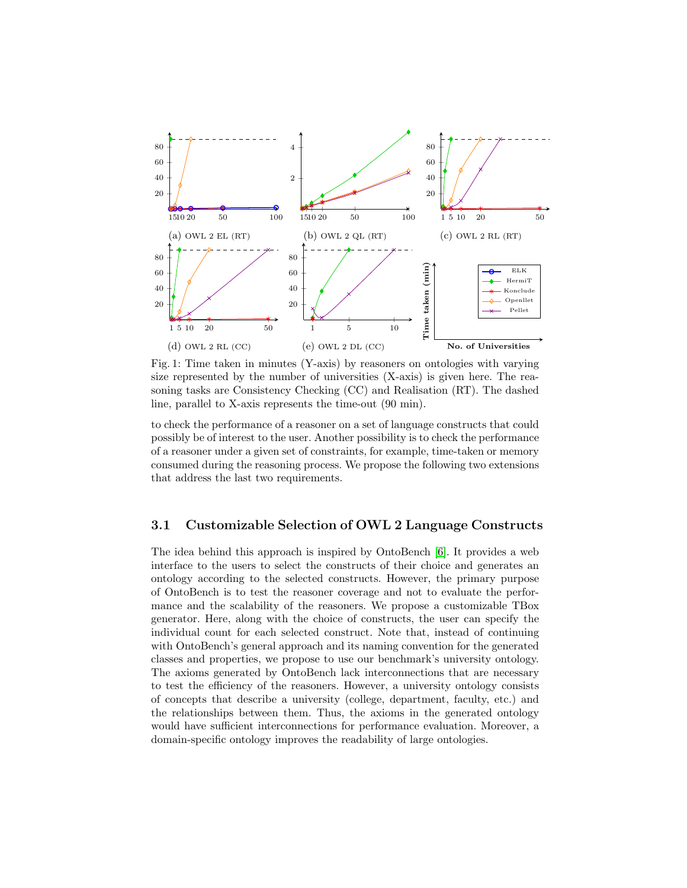(a) OWL 2 EL (RT)

(b) OWL 2 QL (RT)

(c) OWL 2 RL (RT)

(d) OWL 2 RL (CC)

(e) OWL 2 DL (CC)

Fig. 1: Time taken in minutes (Y-axis) by reasoners on ontologies with varying size represented by the number of universities (X-axis) is given here. The reasoning tasks are Consistency Checking (CC) and Realisation (RT). The dashed line, parallel to X-axis represents the time-out (90 min).

to check the performance of a reasoner on a set of language constructs that could possibly be of interest to the user. Another possibility is to check the performance of a reasoner under a given set of constraints, for example, time-taken or memory consumed during the reasoning process. We propose the following two extensions that address the last two requirements.

### 3.1 Customizable Selection of OWL 2 Language Constructs

The idea behind this approach is inspired by OntoBench [6]. It provides a web interface to the users to select the constructs of their choice and generates an ontology according to the selected constructs. However, the primary purpose of OntoBench is to test the reasoner coverage and not to evaluate the performance and the scalability of the reasoners. We propose a customizable TBox generator. Here, along with the choice of constructs, the user can specify the individual count for each selected construct. Note that, instead of continuing with OntoBench's general approach and its naming convention for the generated classes and properties, we propose to use our benchmark's university ontology. The axioms generated by OntoBench lack interconnections that are necessary to test the efficiency of the reasoners. However, a university ontology consists of concepts that describe a university (college, department, faculty, etc.) and the relationships between them. Thus, the axioms in the generated ontology would have sufficient interconnections for performance evaluation. Moreover, a domain-specific ontology improves the readability of large ontologies.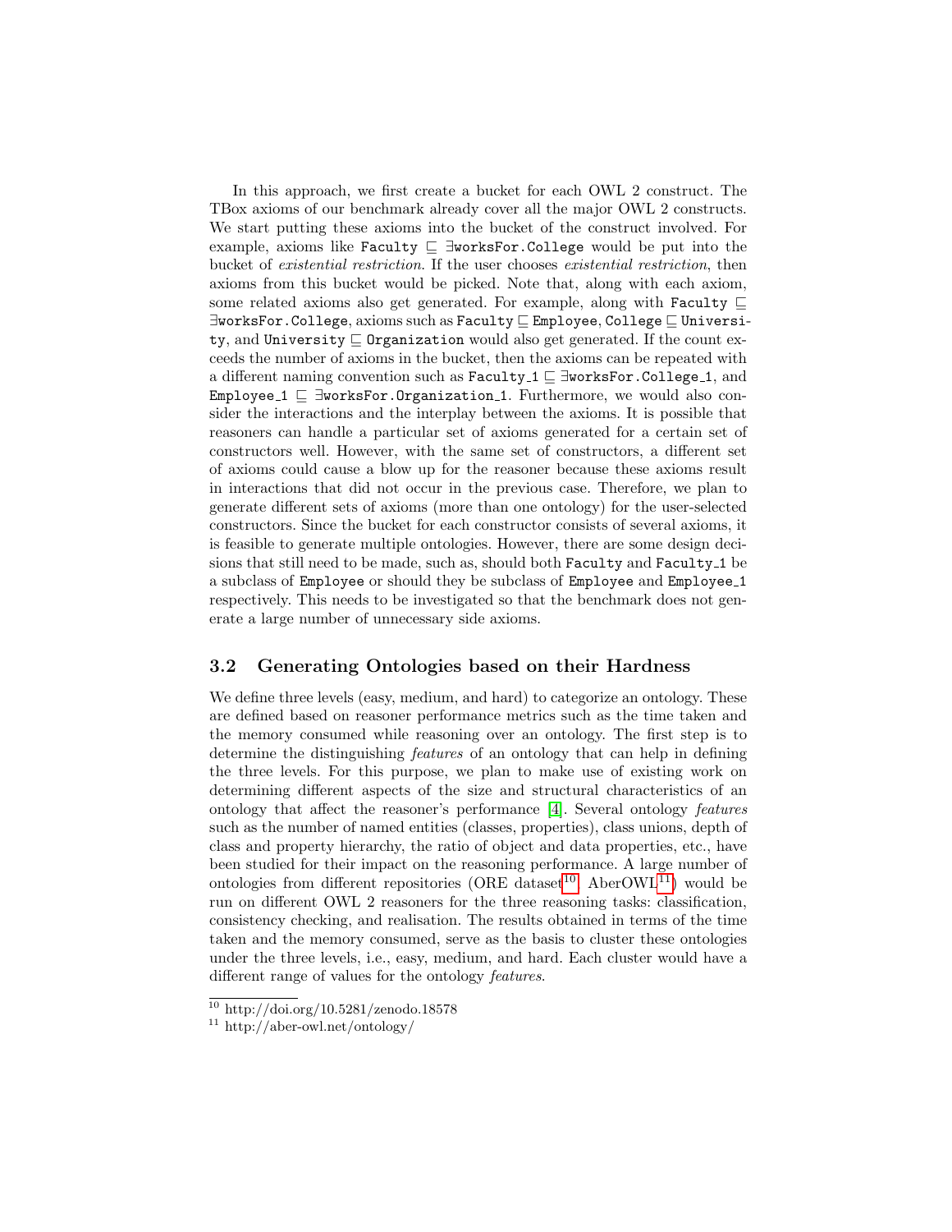In this approach, we first create a bucket for each OWL 2 construct. The TBox axioms of our benchmark already cover all the major OWL 2 constructs. We start putting these axioms into the bucket of the construct involved. For example, axioms like $\texttt{Faculty} \sqsubseteq \exists\texttt{worksFor.College}$ would be put into the bucket of *existential restriction*. If the user chooses *existential restriction*, then axioms from this bucket would be picked. Note that, along with each axiom, some related axioms also get generated. For example, along with $\texttt{Faculty} \sqsubseteq \exists\texttt{worksFor.College}$, axioms such as $\texttt{Faculty} \sqsubseteq \texttt{Employee}$, $\texttt{College} \sqsubseteq \texttt{University}$, and $\texttt{University} \sqsubseteq \texttt{Organization}$ would also get generated. If the count exceeds the number of axioms in the bucket, then the axioms can be repeated with a different naming convention such as $\texttt{Faculty\_1} \sqsubseteq \exists\texttt{worksFor.College\_1}$, and $\texttt{Employee\_1} \sqsubseteq \exists\texttt{worksFor.Organization\_1}$. Furthermore, we would also consider the interactions and the interplay between the axioms. It is possible that reasoners can handle a particular set of axioms generated for a certain set of constructors well. However, with the same set of constructors, a different set of axioms could cause a blow up for the reasoner because these axioms result in interactions that did not occur in the previous case. Therefore, we plan to generate different sets of axioms (more than one ontology) for the user-selected constructors. Since the bucket for each constructor consists of several axioms, it is feasible to generate multiple ontologies. However, there are some design decisions that still need to be made, such as, should both Faculty and Faculty_1 be a subclass of Employee or should they be subclass of Employee and Employee_1 respectively. This needs to be investigated so that the benchmark does not generate a large number of unnecessary side axioms.

### 3.2 Generating Ontologies based on their Hardness

We define three levels (easy, medium, and hard) to categorize an ontology. These are defined based on reasoner performance metrics such as the time taken and the memory consumed while reasoning over an ontology. The first step is to determine the distinguishing *features* of an ontology that can help in defining the three levels. For this purpose, we plan to make use of existing work on determining different aspects of the size and structural characteristics of an ontology that affect the reasoner's performance [4]. Several ontology *features* such as the number of named entities (classes, properties), class unions, depth of class and property hierarchy, the ratio of object and data properties, etc., have been studied for their impact on the reasoning performance. A large number of ontologies from different repositories (ORE dataset[10], AberOWL[11]) would be run on different OWL 2 reasoners for the three reasoning tasks: classification, consistency checking, and realisation. The results obtained in terms of the time taken and the memory consumed, serve as the basis to cluster these ontologies under the three levels, i.e., easy, medium, and hard. Each cluster would have a different range of values for the ontology *features*.

[10] http://doi.org/10.5281/zenodo.18578

[11] http://aber-owl.net/ontology/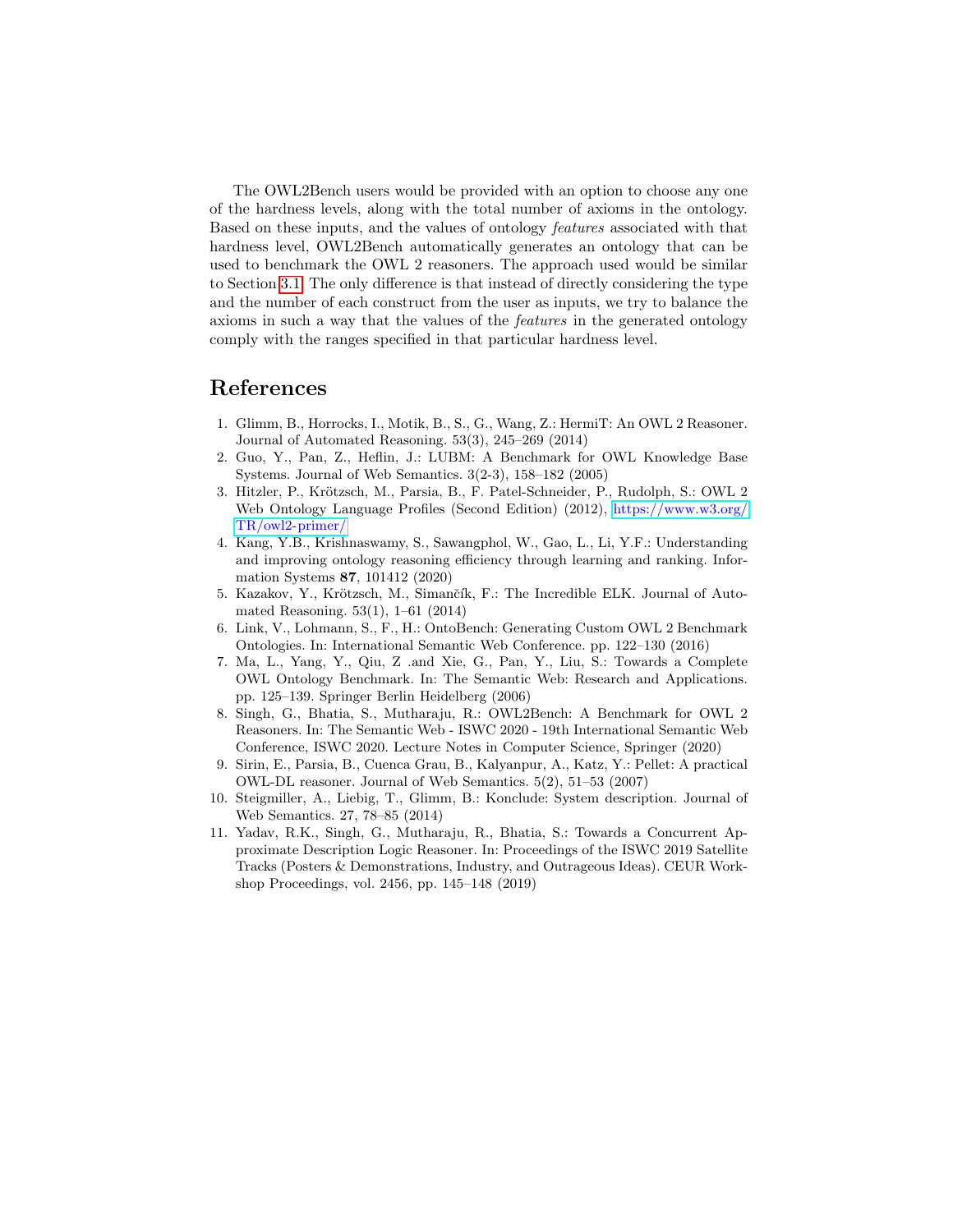The OWL2Bench users would be provided with an option to choose any one of the hardness levels, along with the total number of axioms in the ontology. Based on these inputs, and the values of ontology *features* associated with that hardness level, OWL2Bench automatically generates an ontology that can be used to benchmark the OWL 2 reasoners. The approach used would be similar to Section 3.1. The only difference is that instead of directly considering the type and the number of each construct from the user as inputs, we try to balance the axioms in such a way that the values of the *features* in the generated ontology comply with the ranges specified in that particular hardness level.

## References

1. Glimm, B., Horrocks, I., Motik, B., S., G., Wang, Z.: HermiT: An OWL 2 Reasoner. Journal of Automated Reasoning. 53(3), 245–269 (2014)
2. Guo, Y., Pan, Z., Heflin, J.: LUBM: A Benchmark for OWL Knowledge Base Systems. Journal of Web Semantics. 3(2-3), 158–182 (2005)
3. Hitzler, P., Krötzsch, M., Parsia, B., F. Patel-Schneider, P., Rudolph, S.: OWL 2 Web Ontology Language Profiles (Second Edition) (2012), https://www.w3.org/TR/owl2-primer/
4. Kang, Y.B., Krishnaswamy, S., Sawangphol, W., Gao, L., Li, Y.F.: Understanding and improving ontology reasoning efficiency through learning and ranking. Information Systems **87**, 101412 (2020)
5. Kazakov, Y., Krötzsch, M., Simančík, F.: The Incredible ELK. Journal of Automated Reasoning. 53(1), 1–61 (2014)
6. Link, V., Lohmann, S., F., H.: OntoBench: Generating Custom OWL 2 Benchmark Ontologies. In: International Semantic Web Conference. pp. 122–130 (2016)
7. Ma, L., Yang, Y., Qiu, Z .and Xie, G., Pan, Y., Liu, S.: Towards a Complete OWL Ontology Benchmark. In: The Semantic Web: Research and Applications. pp. 125–139. Springer Berlin Heidelberg (2006)
8. Singh, G., Bhatia, S., Mutharaju, R.: OWL2Bench: A Benchmark for OWL 2 Reasoners. In: The Semantic Web - ISWC 2020 - 19th International Semantic Web Conference, ISWC 2020. Lecture Notes in Computer Science, Springer (2020)
9. Sirin, E., Parsia, B., Cuenca Grau, B., Kalyanpur, A., Katz, Y.: Pellet: A practical OWL-DL reasoner. Journal of Web Semantics. 5(2), 51–53 (2007)
10. Steigmiller, A., Liebig, T., Glimm, B.: Konclude: System description. Journal of Web Semantics. 27, 78–85 (2014)
11. Yadav, R.K., Singh, G., Mutharaju, R., Bhatia, S.: Towards a Concurrent Approximate Description Logic Reasoner. In: Proceedings of the ISWC 2019 Satellite Tracks (Posters & Demonstrations, Industry, and Outrageous Ideas). CEUR Workshop Proceedings, vol. 2456, pp. 145–148 (2019)